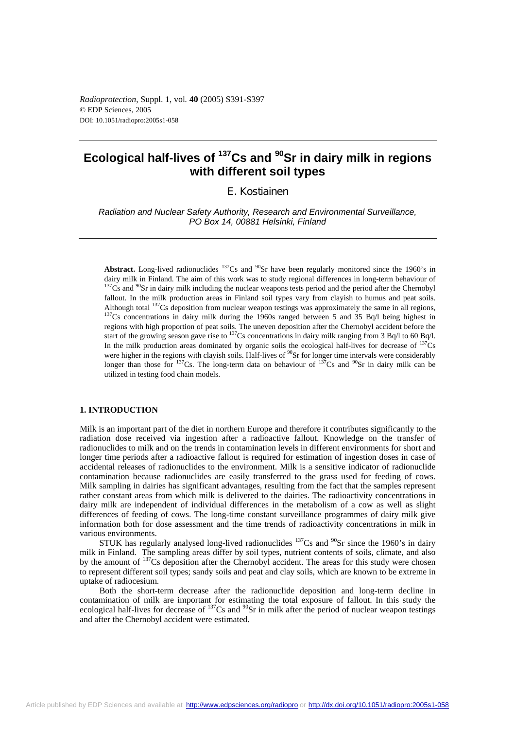# Ecological half-lives of $^{137}$Cs and $^{90}$Sr in dairy milk in regions with different soil types

E. Kostiainen

*Radiation and Nuclear Safety Authority, Research and Environmental Surveillance, PO Box 14, 00881 Helsinki, Finland*

**Abstract.** Long-lived radionuclides $^{137}$Cs and $^{90}$Sr have been regularly monitored since the 1960's in dairy milk in Finland. The aim of this work was to study regional differences in long-term behaviour of $^{137}$Cs and $^{90}$Sr in dairy milk including the nuclear weapons tests period and the period after the Chernobyl fallout. In the milk production areas in Finland soil types vary from clayish to humus and peat soils. Although total $^{137}$Cs deposition from nuclear weapon testings was approximately the same in all regions, $^{137}$Cs concentrations in dairy milk during the 1960s ranged between 5 and 35 Bq/l being highest in regions with high proportion of peat soils. The uneven deposition after the Chernobyl accident before the start of the growing season gave rise to $^{137}$Cs concentrations in dairy milk ranging from 3 Bq/l to 60 Bq/l. In the milk production areas dominated by organic soils the ecological half-lives for decrease of $^{137}$Cs were higher in the regions with clayish soils. Half-lives of $^{90}$Sr for longer time intervals were considerably longer than those for $^{137}$Cs. The long-term data on behaviour of $^{137}$Cs and $^{90}$Sr in dairy milk can be utilized in testing food chain models.

## 1. INTRODUCTION

Milk is an important part of the diet in northern Europe and therefore it contributes significantly to the radiation dose received via ingestion after a radioactive fallout. Knowledge on the transfer of radionuclides to milk and on the trends in contamination levels in different environments for short and longer time periods after a radioactive fallout is required for estimation of ingestion doses in case of accidental releases of radionuclides to the environment. Milk is a sensitive indicator of radionuclide contamination because radionuclides are easily transferred to the grass used for feeding of cows. Milk sampling in dairies has significant advantages, resulting from the fact that the samples represent rather constant areas from which milk is delivered to the dairies. The radioactivity concentrations in dairy milk are independent of individual differences in the metabolism of a cow as well as slight differences of feeding of cows. The long-time constant surveillance programmes of dairy milk give information both for dose assessment and the time trends of radioactivity concentrations in milk in various environments.

STUK has regularly analysed long-lived radionuclides $^{137}$Cs and $^{90}$Sr since the 1960's in dairy milk in Finland. The sampling areas differ by soil types, nutrient contents of soils, climate, and also by the amount of $^{137}$Cs deposition after the Chernobyl accident. The areas for this study were chosen to represent different soil types; sandy soils and peat and clay soils, which are known to be extreme in uptake of radiocesium.

Both the short-term decrease after the radionuclide deposition and long-term decline in contamination of milk are important for estimating the total exposure of fallout. In this study the ecological half-lives for decrease of $^{137}$Cs and $^{90}$Sr in milk after the period of nuclear weapon testings and after the Chernobyl accident were estimated.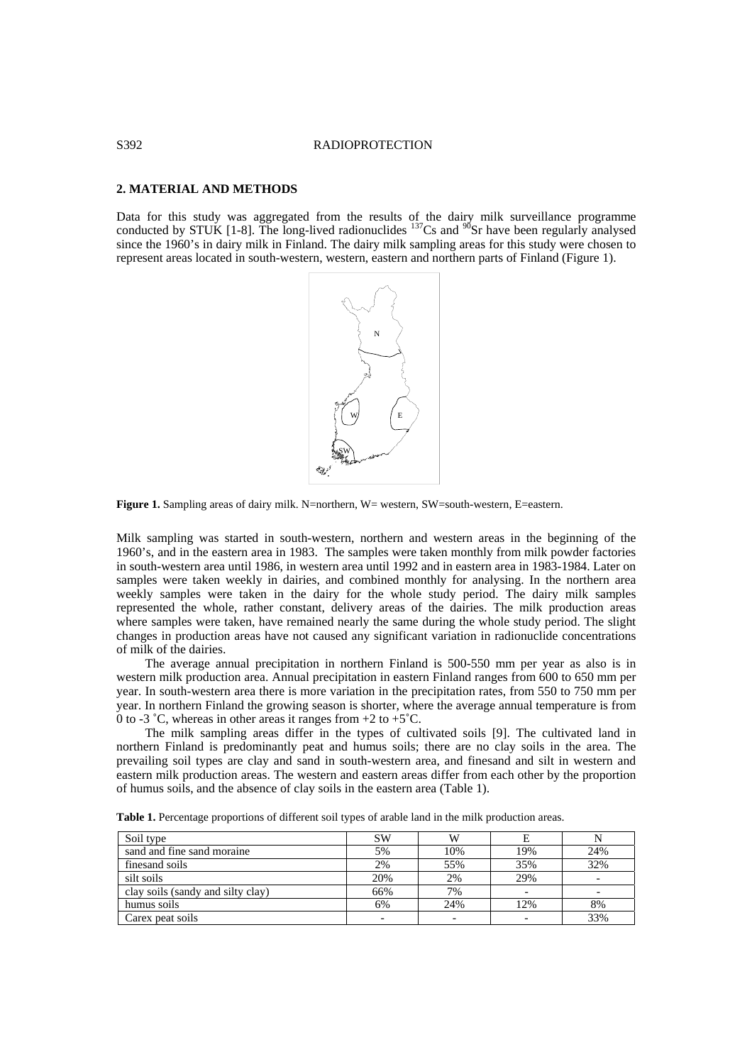## 2. MATERIAL AND METHODS

Data for this study was aggregated from the results of the dairy milk surveillance programme conducted by STUK [1-8]. The long-lived radionuclides $^{137}Cs$ and $^{90}Sr$ have been regularly analysed since the 1960's in dairy milk in Finland. The dairy milk sampling areas for this study were chosen to represent areas located in south-western, western, eastern and northern parts of Finland (Figure 1).

**Figure 1.** Sampling areas of dairy milk. N=northern, W= western, SW=south-western, E=eastern.

Milk sampling was started in south-western, northern and western areas in the beginning of the 1960's, and in the eastern area in 1983. The samples were taken monthly from milk powder factories in south-western area until 1986, in western area until 1992 and in eastern area in 1983-1984. Later on samples were taken weekly in dairies, and combined monthly for analysing. In the northern area weekly samples were taken in the dairy for the whole study period. The dairy milk samples represented the whole, rather constant, delivery areas of the dairies. The milk production areas where samples were taken, have remained nearly the same during the whole study period. The slight changes in production areas have not caused any significant variation in radionuclide concentrations of milk of the dairies.

The average annual precipitation in northern Finland is 500-550 mm per year as also is in western milk production area. Annual precipitation in eastern Finland ranges from 600 to 650 mm per year. In south-western area there is more variation in the precipitation rates, from 550 to 750 mm per year. In northern Finland the growing season is shorter, where the average annual temperature is from 0 to -3 ˚C, whereas in other areas it ranges from +2 to +5˚C.

The milk sampling areas differ in the types of cultivated soils [9]. The cultivated land in northern Finland is predominantly peat and humus soils; there are no clay soils in the area. The prevailing soil types are clay and sand in south-western area, and finesand and silt in western and eastern milk production areas. The western and eastern areas differ from each other by the proportion of humus soils, and the absence of clay soils in the eastern area (Table 1).

**Table 1.** Percentage proportions of different soil types of arable land in the milk production areas.

| Soil type | SW | W | E | N |
|---|---|---|---|---|
| sand and fine sand moraine | 5% | 10% | 19% | 24% |
| finesand soils | 2% | 55% | 35% | 32% |
| silt soils | 20% | 2% | 29% | - |
| clay soils (sandy and silty clay) | 66% | 7% | - | - |
| humus soils | 6% | 24% | 12% | 8% |
| Carex peat soils | - | - | - | 33% |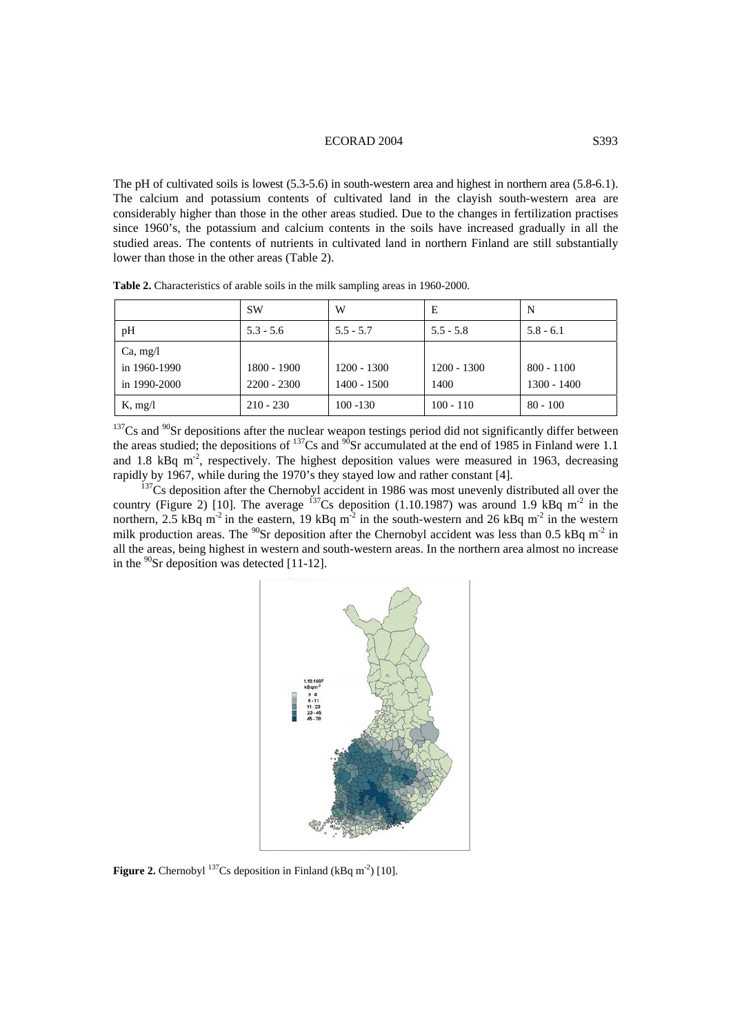The pH of cultivated soils is lowest (5.3-5.6) in south-western area and highest in northern area (5.8-6.1). The calcium and potassium contents of cultivated land in the clayish south-western area are considerably higher than those in the other areas studied. Due to the changes in fertilization practises since 1960's, the potassium and calcium contents in the soils have increased gradually in all the studied areas. The contents of nutrients in cultivated land in northern Finland are still substantially lower than those in the other areas (Table 2).

**Table 2.** Characteristics of arable soils in the milk sampling areas in 1960-2000.

| | SW | W | E | N |
|---|---|---|---|---|
| pH | 5.3 - 5.6 | 5.5 - 5.7 | 5.5 - 5.8 | 5.8 - 6.1 |
| Ca, mg/l<br>in 1960-1990<br>in 1990-2000 | <br>1800 - 1900<br>2200 - 2300 | <br>1200 - 1300<br>1400 - 1500 | <br>1200 - 1300<br>1400 | <br>800 - 1100<br>1300 - 1400 |
| K, mg/l | 210 - 230 | 100 -130 | 100 - 110 | 80 - 100 |

$^{137}$Cs and $^{90}$Sr depositions after the nuclear weapon testings period did not significantly differ between the areas studied; the depositions of $^{137}$Cs and $^{90}$Sr accumulated at the end of 1985 in Finland were 1.1 and 1.8 kBq m$^{-2}$, respectively. The highest deposition values were measured in 1963, decreasing rapidly by 1967, while during the 1970's they stayed low and rather constant [4].

$^{137}$Cs deposition after the Chernobyl accident in 1986 was most unevenly distributed all over the country (Figure 2) [10]. The average $^{137}$Cs deposition (1.10.1987) was around 1.9 kBq m$^{-2}$ in the northern, 2.5 kBq m$^{-2}$ in the eastern, 19 kBq m$^{-2}$ in the south-western and 26 kBq m$^{-2}$ in the western milk production areas. The $^{90}$Sr deposition after the Chernobyl accident was less than 0.5 kBq m$^{-2}$ in all the areas, being highest in western and south-western areas. In the northern area almost no increase in the $^{90}$Sr deposition was detected [11-12].

**Figure 2.** Chernobyl $^{137}$Cs deposition in Finland (kBq m$^{-2}$) [10].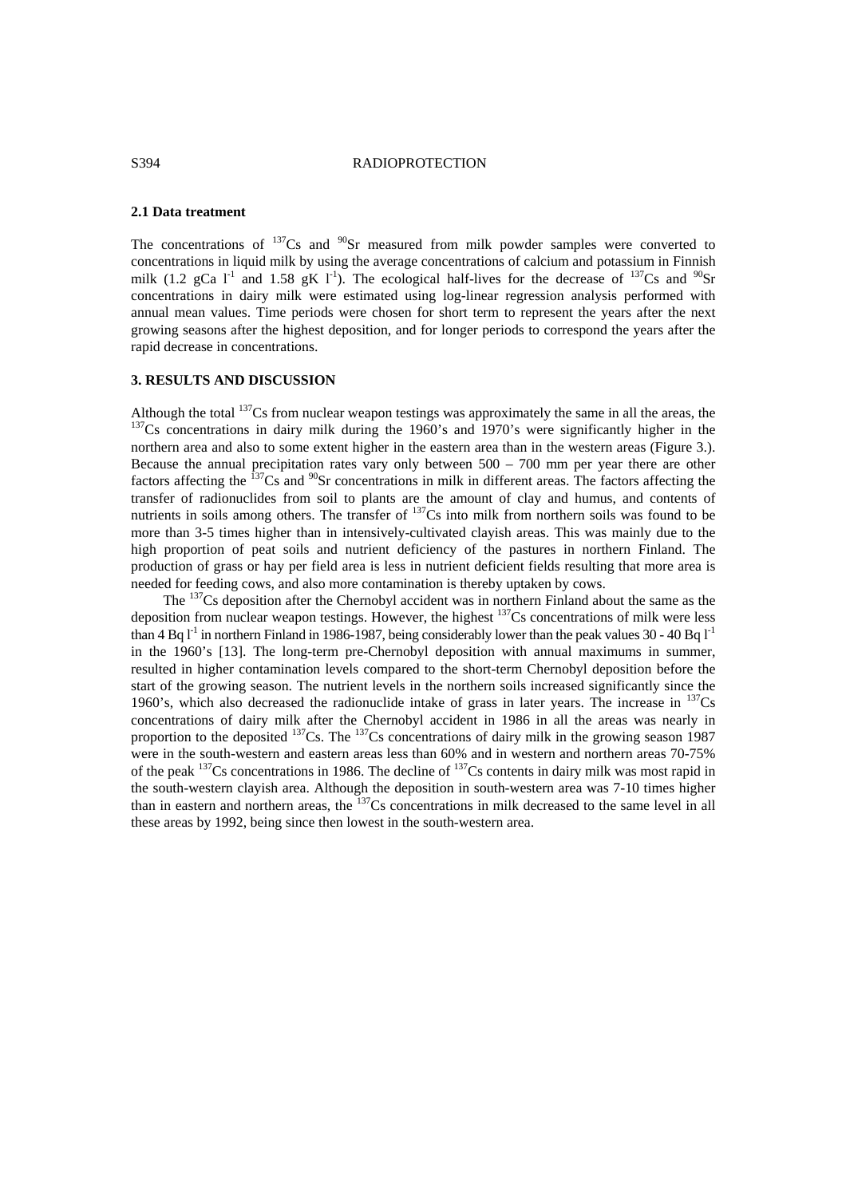### 2.1 Data treatment

The concentrations of $^{137}Cs$ and $^{90}Sr$ measured from milk powder samples were converted to concentrations in liquid milk by using the average concentrations of calcium and potassium in Finnish milk (1.2 gCa $l^{-1}$ and 1.58 gK $l^{-1}$). The ecological half-lives for the decrease of $^{137}Cs$ and $^{90}Sr$ concentrations in dairy milk were estimated using log-linear regression analysis performed with annual mean values. Time periods were chosen for short term to represent the years after the next growing seasons after the highest deposition, and for longer periods to correspond the years after the rapid decrease in concentrations.

## 3. RESULTS AND DISCUSSION

Although the total $^{137}Cs$ from nuclear weapon testings was approximately the same in all the areas, the $^{137}Cs$ concentrations in dairy milk during the 1960's and 1970's were significantly higher in the northern area and also to some extent higher in the eastern area than in the western areas (Figure 3.). Because the annual precipitation rates vary only between 500 – 700 mm per year there are other factors affecting the $^{137}Cs$ and $^{90}Sr$ concentrations in milk in different areas. The factors affecting the transfer of radionuclides from soil to plants are the amount of clay and humus, and contents of nutrients in soils among others. The transfer of $^{137}Cs$ into milk from northern soils was found to be more than 3-5 times higher than in intensively-cultivated clayish areas. This was mainly due to the high proportion of peat soils and nutrient deficiency of the pastures in northern Finland. The production of grass or hay per field area is less in nutrient deficient fields resulting that more area is needed for feeding cows, and also more contamination is thereby uptaken by cows.

The $^{137}Cs$ deposition after the Chernobyl accident was in northern Finland about the same as the deposition from nuclear weapon testings. However, the highest $^{137}Cs$ concentrations of milk were less than 4 Bq $l^{-1}$ in northern Finland in 1986-1987, being considerably lower than the peak values 30 - 40 Bq $l^{-1}$ in the 1960's [13]. The long-term pre-Chernobyl deposition with annual maximums in summer, resulted in higher contamination levels compared to the short-term Chernobyl deposition before the start of the growing season. The nutrient levels in the northern soils increased significantly since the 1960's, which also decreased the radionuclide intake of grass in later years. The increase in $^{137}Cs$ concentrations of dairy milk after the Chernobyl accident in 1986 in all the areas was nearly in proportion to the deposited $^{137}Cs$. The $^{137}Cs$ concentrations of dairy milk in the growing season 1987 were in the south-western and eastern areas less than 60% and in western and northern areas 70-75% of the peak $^{137}Cs$ concentrations in 1986. The decline of $^{137}Cs$ contents in dairy milk was most rapid in the south-western clayish area. Although the deposition in south-western area was 7-10 times higher than in eastern and northern areas, the $^{137}Cs$ concentrations in milk decreased to the same level in all these areas by 1992, being since then lowest in the south-western area.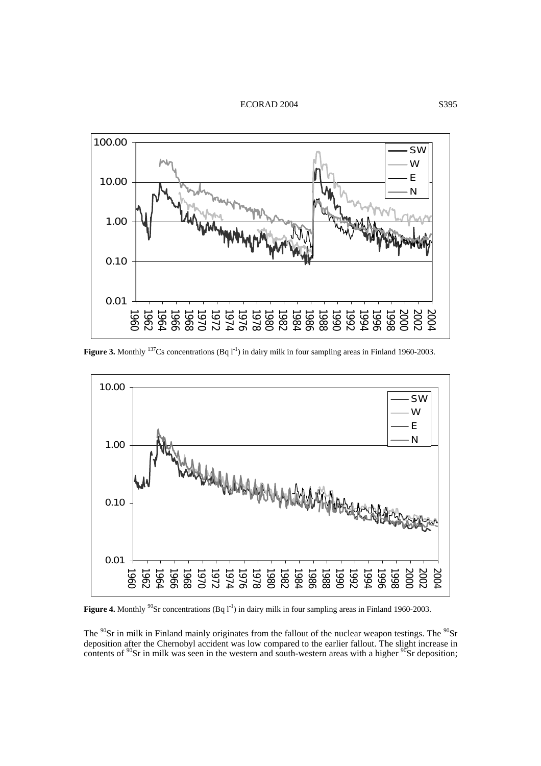**Figure 3.** Monthly $^{137}$Cs concentrations (Bq $l^{-1}$) in dairy milk in four sampling areas in Finland 1960-2003.

**Figure 4.** Monthly $^{90}$Sr concentrations (Bq $l^{-1}$) in dairy milk in four sampling areas in Finland 1960-2003.

The $^{90}$Sr in milk in Finland mainly originates from the fallout of the nuclear weapon testings. The $^{90}$Sr deposition after the Chernobyl accident was low compared to the earlier fallout. The slight increase in contents of $^{90}$Sr in milk was seen in the western and south-western areas with a higher $^{90}$Sr deposition;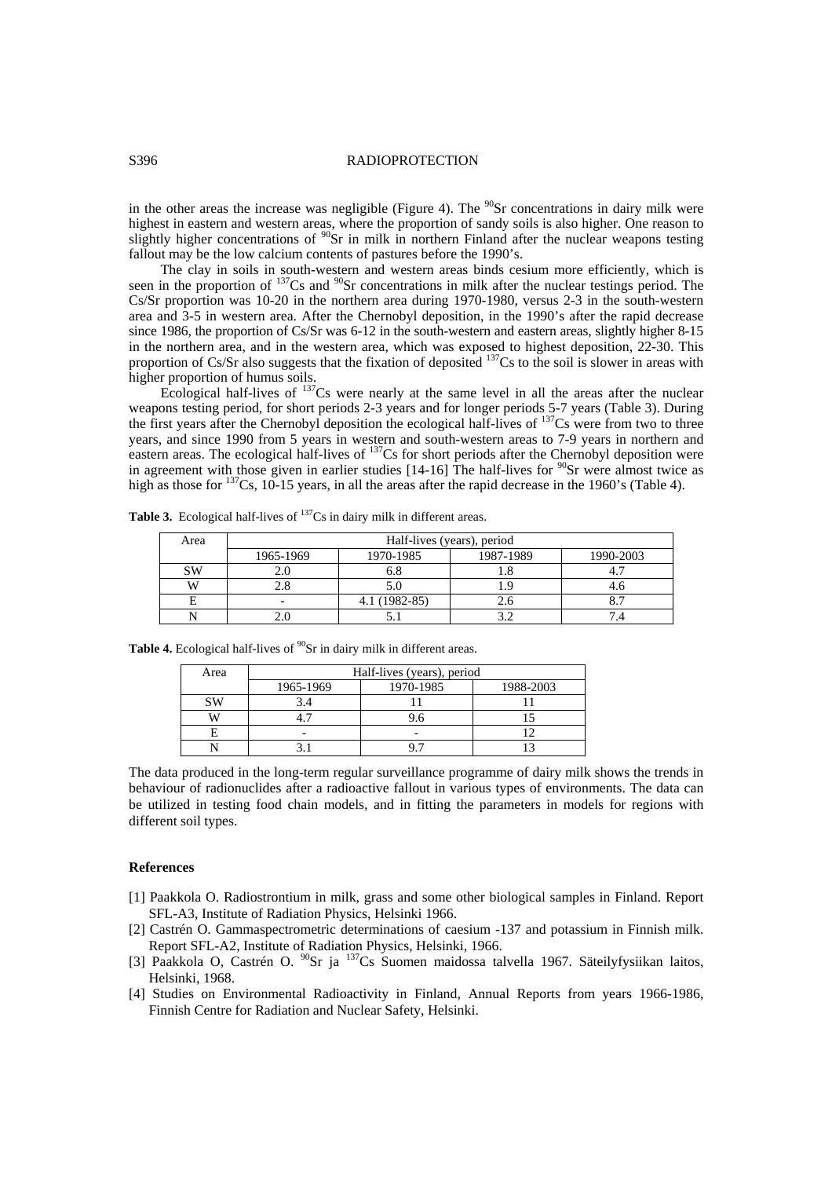in the other areas the increase was negligible (Figure 4). The $^{90}$Sr concentrations in dairy milk were highest in eastern and western areas, where the proportion of sandy soils is also higher. One reason to slightly higher concentrations of $^{90}$Sr in milk in northern Finland after the nuclear weapons testing fallout may be the low calcium contents of pastures before the 1990's.

The clay in soils in south-western and western areas binds cesium more efficiently, which is seen in the proportion of $^{137}$Cs and $^{90}$Sr concentrations in milk after the nuclear testings period. The Cs/Sr proportion was 10-20 in the northern area during 1970-1980, versus 2-3 in the south-western area and 3-5 in western area. After the Chernobyl deposition, in the 1990's after the rapid decrease since 1986, the proportion of Cs/Sr was 6-12 in the south-western and eastern areas, slightly higher 8-15 in the northern area, and in the western area, which was exposed to highest deposition, 22-30. This proportion of Cs/Sr also suggests that the fixation of deposited $^{137}$Cs to the soil is slower in areas with higher proportion of humus soils.

Ecological half-lives of $^{137}$Cs were nearly at the same level in all the areas after the nuclear weapons testing period, for short periods 2-3 years and for longer periods 5-7 years (Table 3). During the first years after the Chernobyl deposition the ecological half-lives of $^{137}$Cs were from two to three years, and since 1990 from 5 years in western and south-western areas to 7-9 years in northern and eastern areas. The ecological half-lives of $^{137}$Cs for short periods after the Chernobyl deposition were in agreement with those given in earlier studies [14-16] The half-lives for $^{90}$Sr were almost twice as high as those for $^{137}$Cs, 10-15 years, in all the areas after the rapid decrease in the 1960's (Table 4).

**Table 3.** Ecological half-lives of $^{137}$Cs in dairy milk in different areas.

| Area | Half-lives (years), period | | | |
|---|---|---|---|---|
| | 1965-1969 | 1970-1985 | 1987-1989 | 1990-2003 |
| SW | 2.0 | 6.8 | 1.8 | 4.7 |
| W | 2.8 | 5.0 | 1.9 | 4.6 |
| E | - | 4.1 (1982-85) | 2.6 | 8.7 |
| N | 2.0 | 5.1 | 3.2 | 7.4 |

**Table 4.** Ecological half-lives of $^{90}$Sr in dairy milk in different areas.

| Area | Half-lives (years), period | | |
|---|---|---|---|
| | 1965-1969 | 1970-1985 | 1988-2003 |
| SW | 3.4 | 11 | 11 |
| W | 4.7 | 9.6 | 15 |
| E | - | - | 12 |
| N | 3.1 | 9.7 | 13 |

The data produced in the long-term regular surveillance programme of dairy milk shows the trends in behaviour of radionuclides after a radioactive fallout in various types of environments. The data can be utilized in testing food chain models, and in fitting the parameters in models for regions with different soil types.

## References

[1] Paakkola O. Radiostrontium in milk, grass and some other biological samples in Finland. Report SFL-A3, Institute of Radiation Physics, Helsinki 1966.

[2] Castrén O. Gammaspectrometric determinations of caesium -137 and potassium in Finnish milk. Report SFL-A2, Institute of Radiation Physics, Helsinki, 1966.

[3] Paakkola O, Castrén O. $^{90}$Sr ja $^{137}$Cs Suomen maidossa talvella 1967. Säteilyfysiikan laitos, Helsinki, 1968.

[4] Studies on Environmental Radioactivity in Finland, Annual Reports from years 1966-1986, Finnish Centre for Radiation and Nuclear Safety, Helsinki.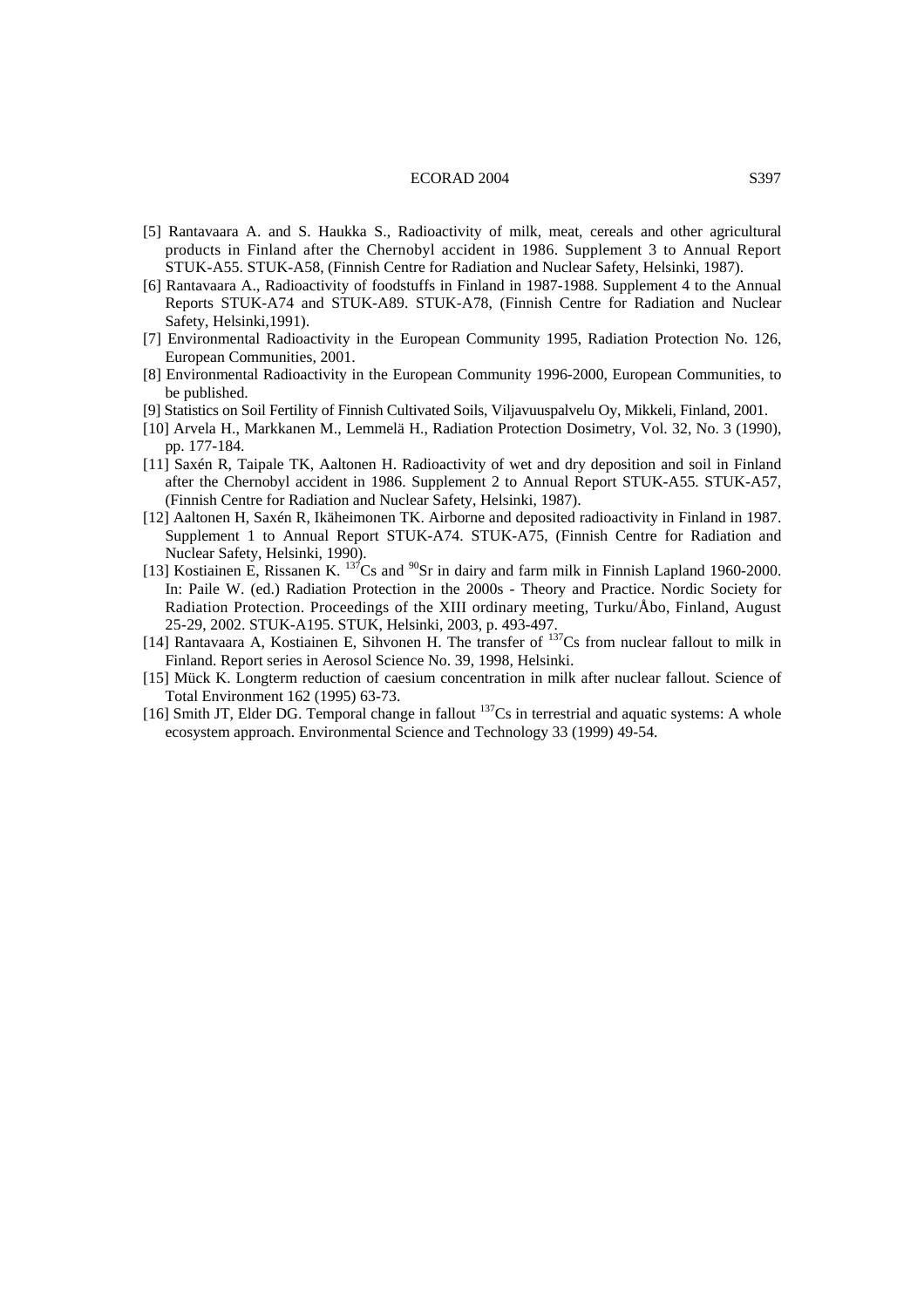[5] Rantavaara A. and S. Haukka S., Radioactivity of milk, meat, cereals and other agricultural products in Finland after the Chernobyl accident in 1986. Supplement 3 to Annual Report STUK-A55. STUK-A58, (Finnish Centre for Radiation and Nuclear Safety, Helsinki, 1987).

[6] Rantavaara A., Radioactivity of foodstuffs in Finland in 1987-1988. Supplement 4 to the Annual Reports STUK-A74 and STUK-A89. STUK-A78, (Finnish Centre for Radiation and Nuclear Safety, Helsinki,1991).

[7] Environmental Radioactivity in the European Community 1995, Radiation Protection No. 126, European Communities, 2001.

[8] Environmental Radioactivity in the European Community 1996-2000, European Communities, to be published.

[9] Statistics on Soil Fertility of Finnish Cultivated Soils, Viljavuuspalvelu Oy, Mikkeli, Finland, 2001.

[10] Arvela H., Markkanen M., Lemmelä H., Radiation Protection Dosimetry, Vol. 32, No. 3 (1990), pp. 177-184.

[11] Saxén R, Taipale TK, Aaltonen H. Radioactivity of wet and dry deposition and soil in Finland after the Chernobyl accident in 1986. Supplement 2 to Annual Report STUK-A55. STUK-A57, (Finnish Centre for Radiation and Nuclear Safety, Helsinki, 1987).

[12] Aaltonen H, Saxén R, Ikäheimonen TK. Airborne and deposited radioactivity in Finland in 1987. Supplement 1 to Annual Report STUK-A74. STUK-A75, (Finnish Centre for Radiation and Nuclear Safety, Helsinki, 1990).

[13] Kostiainen E, Rissanen K. $^{137}Cs$ and $^{90}Sr$ in dairy and farm milk in Finnish Lapland 1960-2000. In: Paile W. (ed.) Radiation Protection in the 2000s - Theory and Practice. Nordic Society for Radiation Protection. Proceedings of the XIII ordinary meeting, Turku/Åbo, Finland, August 25-29, 2002. STUK-A195. STUK, Helsinki, 2003, p. 493-497.

[14] Rantavaara A, Kostiainen E, Sihvonen H. The transfer of $^{137}Cs$ from nuclear fallout to milk in Finland. Report series in Aerosol Science No. 39, 1998, Helsinki.

[15] Mück K. Longterm reduction of caesium concentration in milk after nuclear fallout. Science of Total Environment 162 (1995) 63-73.

[16] Smith JT, Elder DG. Temporal change in fallout $^{137}Cs$ in terrestrial and aquatic systems: A whole ecosystem approach. Environmental Science and Technology 33 (1999) 49-54.